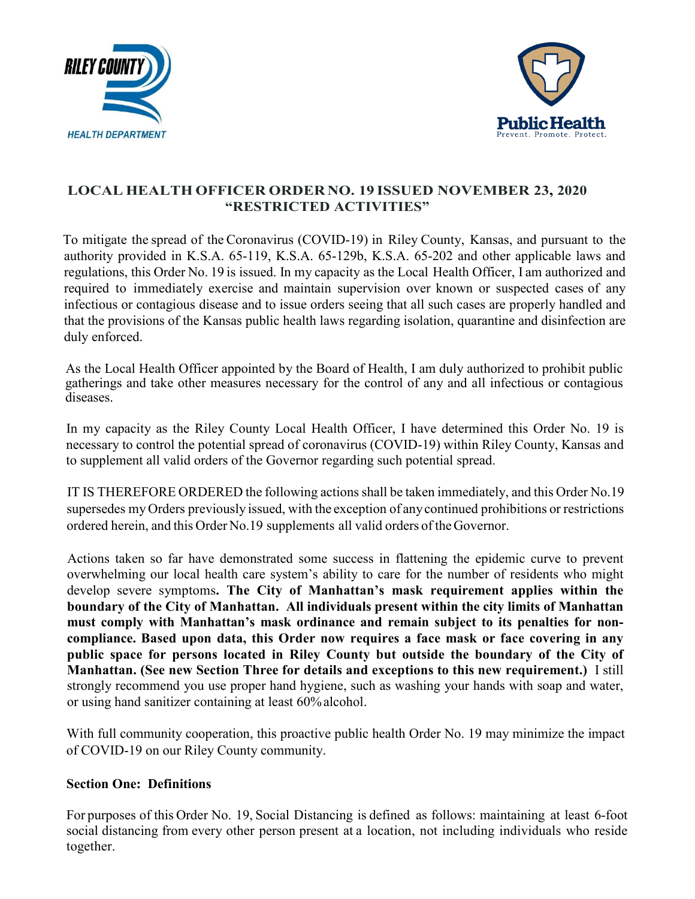RILEY COUNTY HEALTH DEPARTMENT

Public Health
Prevent. Promote. Protect.

# LOCAL HEALTH OFFICER ORDER NO. 19 ISSUED NOVEMBER 23, 2020 "RESTRICTED ACTIVITIES"

To mitigate the spread of the Coronavirus (COVID-19) in Riley County, Kansas, and pursuant to the authority provided in K.S.A. 65-119, K.S.A. 65-129b, K.S.A. 65-202 and other applicable laws and regulations, this Order No. 19 is issued. In my capacity as the Local Health Officer, I am authorized and required to immediately exercise and maintain supervision over known or suspected cases of any infectious or contagious disease and to issue orders seeing that all such cases are properly handled and that the provisions of the Kansas public health laws regarding isolation, quarantine and disinfection are duly enforced.

As the Local Health Officer appointed by the Board of Health, I am duly authorized to prohibit public gatherings and take other measures necessary for the control of any and all infectious or contagious diseases.

In my capacity as the Riley County Local Health Officer, I have determined this Order No. 19 is necessary to control the potential spread of coronavirus (COVID-19) within Riley County, Kansas and to supplement all valid orders of the Governor regarding such potential spread.

IT IS THEREFORE ORDERED the following actions shall be taken immediately, and this Order No.19 supersedes my Orders previously issued, with the exception of any continued prohibitions or restrictions ordered herein, and this Order No.19 supplements all valid orders of the Governor.

Actions taken so far have demonstrated some success in flattening the epidemic curve to prevent overwhelming our local health care system's ability to care for the number of residents who might develop severe symptoms**. The City of Manhattan's mask requirement applies within the boundary of the City of Manhattan. All individuals present within the city limits of Manhattan must comply with Manhattan's mask ordinance and remain subject to its penalties for non-compliance. Based upon data, this Order now requires a face mask or face covering in any public space for persons located in Riley County but outside the boundary of the City of Manhattan. (See new Section Three for details and exceptions to this new requirement.)** I still strongly recommend you use proper hand hygiene, such as washing your hands with soap and water, or using hand sanitizer containing at least 60% alcohol.

With full community cooperation, this proactive public health Order No. 19 may minimize the impact of COVID-19 on our Riley County community.

## Section One: Definitions

For purposes of this Order No. 19, Social Distancing is defined as follows: maintaining at least 6-foot social distancing from every other person present at a location, not including individuals who reside together.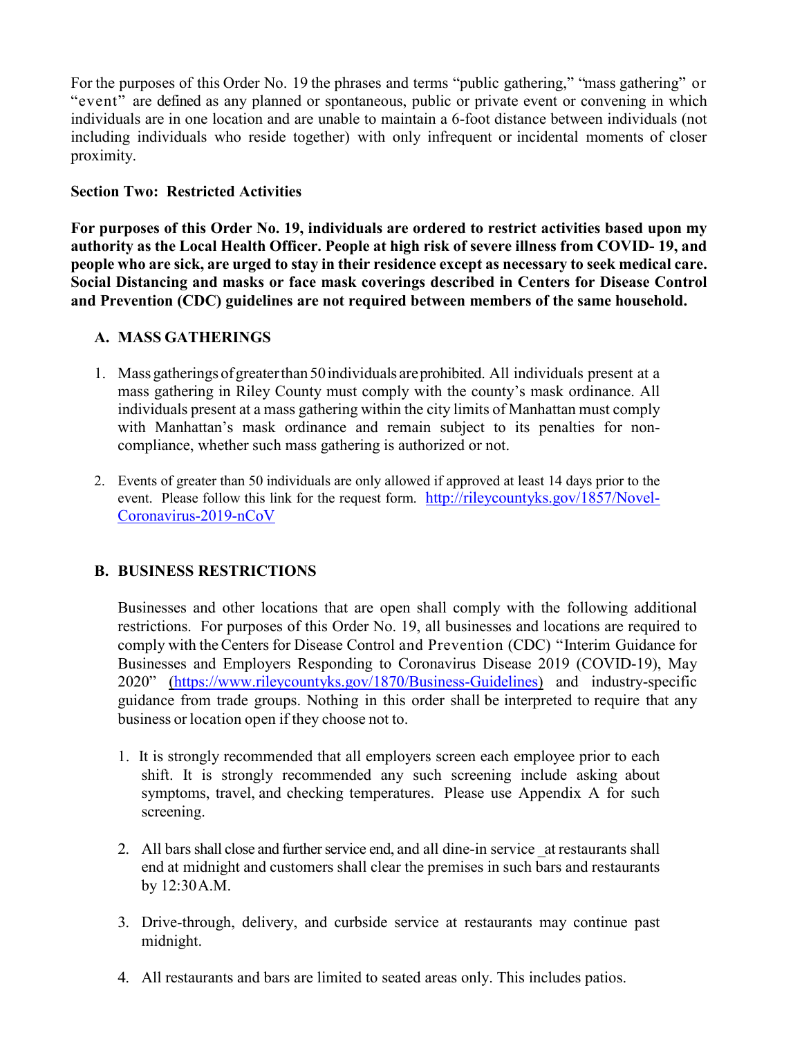For the purposes of this Order No. 19 the phrases and terms "public gathering," "mass gathering" or "event" are defined as any planned or spontaneous, public or private event or convening in which individuals are in one location and are unable to maintain a 6-foot distance between individuals (not including individuals who reside together) with only infrequent or incidental moments of closer proximity.

**Section Two: Restricted Activities**

**For purposes of this Order No. 19, individuals are ordered to restrict activities based upon my authority as the Local Health Officer. People at high risk of severe illness from COVID- 19, and people who are sick, are urged to stay in their residence except as necessary to seek medical care. Social Distancing and masks or face mask coverings described in Centers for Disease Control and Prevention (CDC) guidelines are not required between members of the same household.**

**A. MASS GATHERINGS**

1. Mass gatherings of greater than 50 individuals are prohibited. All individuals present at a mass gathering in Riley County must comply with the county's mask ordinance. All individuals present at a mass gathering within the city limits of Manhattan must comply with Manhattan's mask ordinance and remain subject to its penalties for non-compliance, whether such mass gathering is authorized or not.

2. Events of greater than 50 individuals are only allowed if approved at least 14 days prior to the event. Please follow this link for the request form. http://rileycountyks.gov/1857/Novel-Coronavirus-2019-nCoV

**B. BUSINESS RESTRICTIONS**

Businesses and other locations that are open shall comply with the following additional restrictions. For purposes of this Order No. 19, all businesses and locations are required to comply with the Centers for Disease Control and Prevention (CDC) "Interim Guidance for Businesses and Employers Responding to Coronavirus Disease 2019 (COVID-19), May 2020" (https://www.rileycountyks.gov/1870/Business-Guidelines) and industry-specific guidance from trade groups. Nothing in this order shall be interpreted to require that any business or location open if they choose not to.

1. It is strongly recommended that all employers screen each employee prior to each shift. It is strongly recommended any such screening include asking about symptoms, travel, and checking temperatures. Please use Appendix A for such screening.

2. All bars shall close and further service end, and all dine-in service _at restaurants shall end at midnight and customers shall clear the premises in such bars and restaurants by 12:30 A.M.

3. Drive-through, delivery, and curbside service at restaurants may continue past midnight.

4. All restaurants and bars are limited to seated areas only. This includes patios.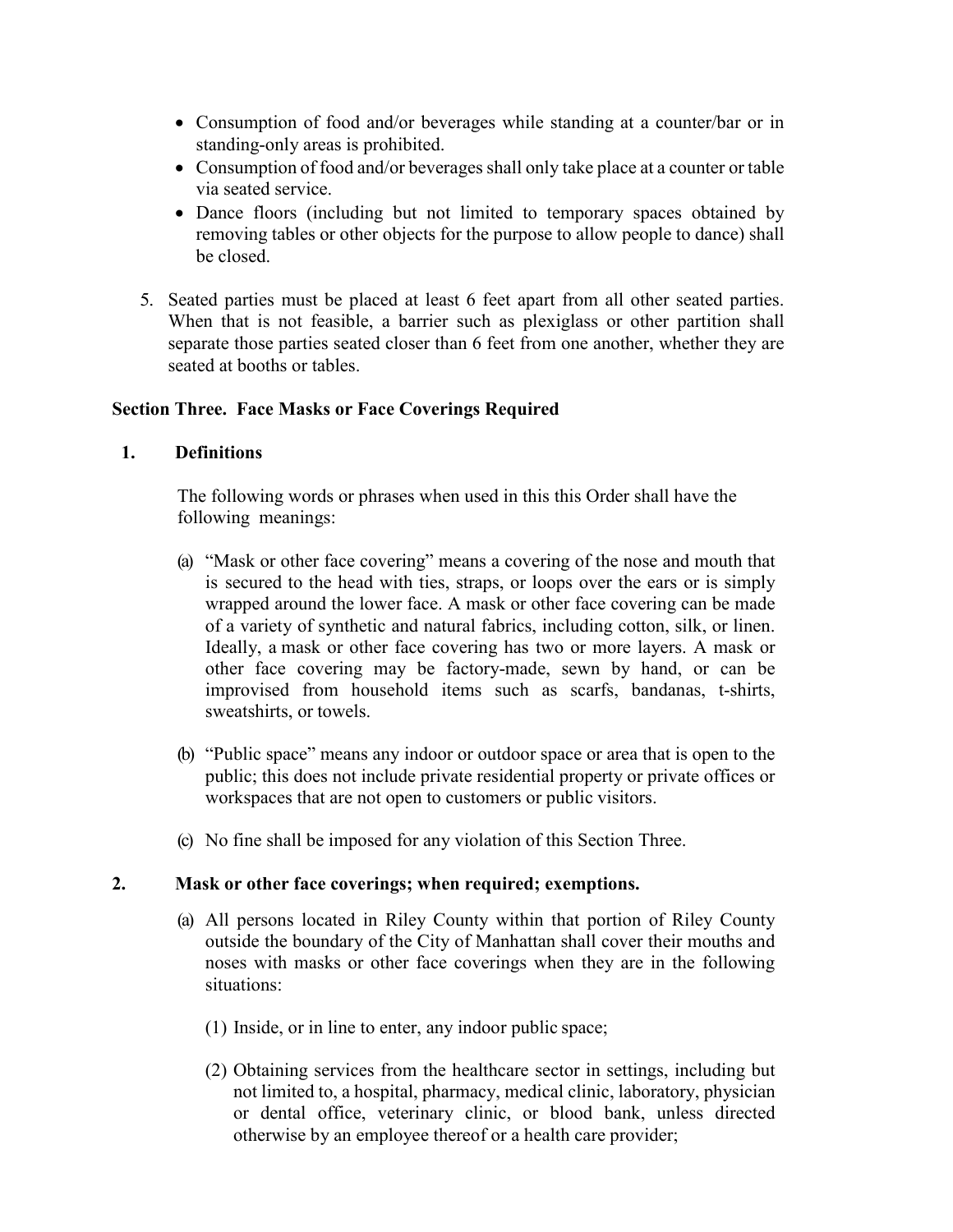- Consumption of food and/or beverages while standing at a counter/bar or in standing-only areas is prohibited.
- Consumption of food and/or beverages shall only take place at a counter or table via seated service.
- Dance floors (including but not limited to temporary spaces obtained by removing tables or other objects for the purpose to allow people to dance) shall be closed.

5. Seated parties must be placed at least 6 feet apart from all other seated parties. When that is not feasible, a barrier such as plexiglass or other partition shall separate those parties seated closer than 6 feet from one another, whether they are seated at booths or tables.

**Section Three. Face Masks or Face Coverings Required**

**1. Definitions**

The following words or phrases when used in this this Order shall have the following meanings:

(a) "Mask or other face covering" means a covering of the nose and mouth that is secured to the head with ties, straps, or loops over the ears or is simply wrapped around the lower face. A mask or other face covering can be made of a variety of synthetic and natural fabrics, including cotton, silk, or linen. Ideally, a mask or other face covering has two or more layers. A mask or other face covering may be factory-made, sewn by hand, or can be improvised from household items such as scarfs, bandanas, t-shirts, sweatshirts, or towels.

(b) "Public space" means any indoor or outdoor space or area that is open to the public; this does not include private residential property or private offices or workspaces that are not open to customers or public visitors.

(c) No fine shall be imposed for any violation of this Section Three.

**2. Mask or other face coverings; when required; exemptions.**

(a) All persons located in Riley County within that portion of Riley County outside the boundary of the City of Manhattan shall cover their mouths and noses with masks or other face coverings when they are in the following situations:

(1) Inside, or in line to enter, any indoor public space;

(2) Obtaining services from the healthcare sector in settings, including but not limited to, a hospital, pharmacy, medical clinic, laboratory, physician or dental office, veterinary clinic, or blood bank, unless directed otherwise by an employee thereof or a health care provider;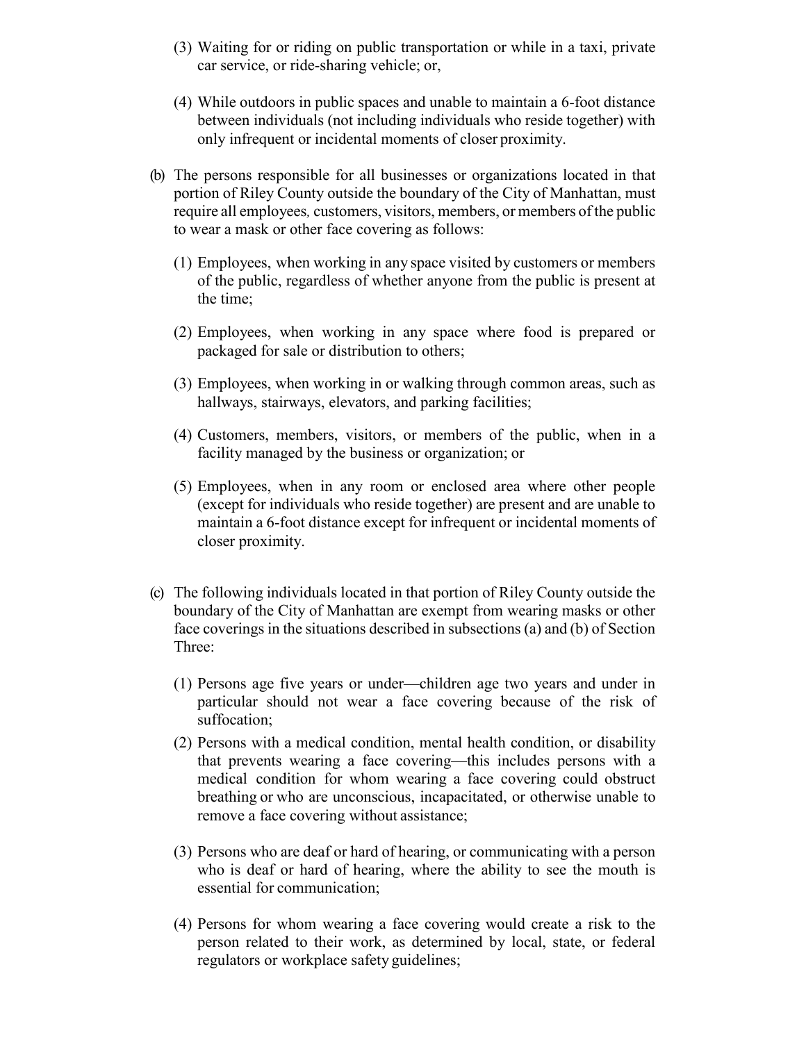(3) Waiting for or riding on public transportation or while in a taxi, private car service, or ride-sharing vehicle; or,

(4) While outdoors in public spaces and unable to maintain a 6-foot distance between individuals (not including individuals who reside together) with only infrequent or incidental moments of closer proximity.

(b) The persons responsible for all businesses or organizations located in that portion of Riley County outside the boundary of the City of Manhattan, must require all employees, customers, visitors, members, or members of the public to wear a mask or other face covering as follows:

(1) Employees, when working in any space visited by customers or members of the public, regardless of whether anyone from the public is present at the time;

(2) Employees, when working in any space where food is prepared or packaged for sale or distribution to others;

(3) Employees, when working in or walking through common areas, such as hallways, stairways, elevators, and parking facilities;

(4) Customers, members, visitors, or members of the public, when in a facility managed by the business or organization; or

(5) Employees, when in any room or enclosed area where other people (except for individuals who reside together) are present and are unable to maintain a 6-foot distance except for infrequent or incidental moments of closer proximity.

(c) The following individuals located in that portion of Riley County outside the boundary of the City of Manhattan are exempt from wearing masks or other face coverings in the situations described in subsections (a) and (b) of Section Three:

(1) Persons age five years or under—children age two years and under in particular should not wear a face covering because of the risk of suffocation;

(2) Persons with a medical condition, mental health condition, or disability that prevents wearing a face covering—this includes persons with a medical condition for whom wearing a face covering could obstruct breathing or who are unconscious, incapacitated, or otherwise unable to remove a face covering without assistance;

(3) Persons who are deaf or hard of hearing, or communicating with a person who is deaf or hard of hearing, where the ability to see the mouth is essential for communication;

(4) Persons for whom wearing a face covering would create a risk to the person related to their work, as determined by local, state, or federal regulators or workplace safety guidelines;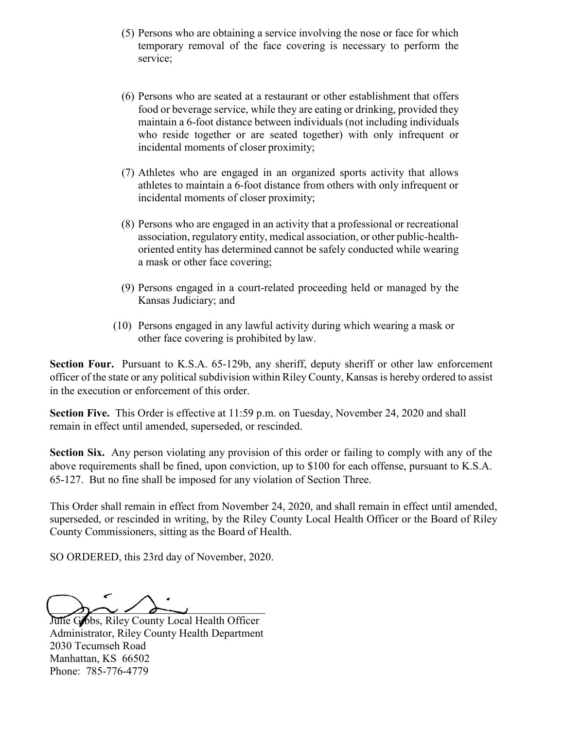(5) Persons who are obtaining a service involving the nose or face for which temporary removal of the face covering is necessary to perform the service;

(6) Persons who are seated at a restaurant or other establishment that offers food or beverage service, while they are eating or drinking, provided they maintain a 6-foot distance between individuals (not including individuals who reside together or are seated together) with only infrequent or incidental moments of closer proximity;

(7) Athletes who are engaged in an organized sports activity that allows athletes to maintain a 6-foot distance from others with only infrequent or incidental moments of closer proximity;

(8) Persons who are engaged in an activity that a professional or recreational association, regulatory entity, medical association, or other public-health-oriented entity has determined cannot be safely conducted while wearing a mask or other face covering;

(9) Persons engaged in a court-related proceeding held or managed by the Kansas Judiciary; and

(10) Persons engaged in any lawful activity during which wearing a mask or other face covering is prohibited by law.

**Section Four.** Pursuant to K.S.A. 65-129b, any sheriff, deputy sheriff or other law enforcement officer of the state or any political subdivision within Riley County, Kansas is hereby ordered to assist in the execution or enforcement of this order.

**Section Five.** This Order is effective at 11:59 p.m. on Tuesday, November 24, 2020 and shall remain in effect until amended, superseded, or rescinded.

**Section Six.** Any person violating any provision of this order or failing to comply with any of the above requirements shall be fined, upon conviction, up to $100 for each offense, pursuant to K.S.A. 65-127. But no fine shall be imposed for any violation of Section Three.

This Order shall remain in effect from November 24, 2020, and shall remain in effect until amended, superseded, or rescinded in writing, by the Riley County Local Health Officer or the Board of Riley County Commissioners, sitting as the Board of Health.

SO ORDERED, this 23rd day of November, 2020.

Julie Gibbs, Riley County Local Health Officer
Administrator, Riley County Health Department
2030 Tecumseh Road
Manhattan, KS 66502
Phone: 785-776-4779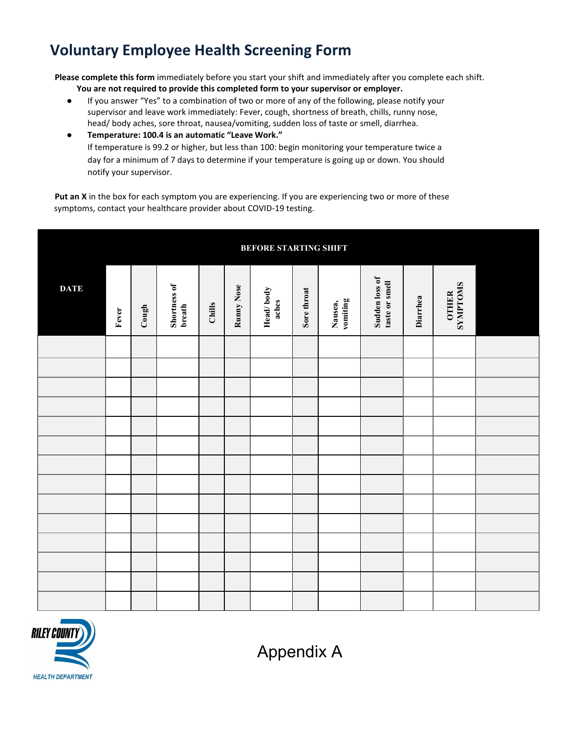# Voluntary Employee Health Screening Form

**Please complete this form** immediately before you start your shift and immediately after you complete each shift.
**You are not required to provide this completed form to your supervisor or employer.**

- If you answer "Yes" to a combination of two or more of any of the following, please notify your supervisor and leave work immediately: Fever, cough, shortness of breath, chills, runny nose, head/ body aches, sore throat, nausea/vomiting, sudden loss of taste or smell, diarrhea.
- **Temperature: 100.4 is an automatic "Leave Work."**
  If temperature is 99.2 or higher, but less than 100: begin monitoring your temperature twice a day for a minimum of 7 days to determine if your temperature is going up or down. You should notify your supervisor.

**Put an X** in the box for each symptom you are experiencing. If you are experiencing two or more of these symptoms, contact your healthcare provider about COVID-19 testing.

| DATE | BEFORE STARTING SHIFT | | | | | | | | | | | |
|---|---|---|---|---|---|---|---|---|---|---|---|---|
| | Fever | Cough | Shortness of breath | Chills | Runny Nose | Head/ body aches | Sore throat | Nausea, vomiting | Sudden loss of taste or smell | Diarrhea | OTHER SYMPTOMS | |
| | | | | | | | | | | | | |
| | | | | | | | | | | | | |
| | | | | | | | | | | | | |
| | | | | | | | | | | | | |
| | | | | | | | | | | | | |
| | | | | | | | | | | | | |
| | | | | | | | | | | | | |
| | | | | | | | | | | | | |
| | | | | | | | | | | | | |
| | | | | | | | | | | | | |
| | | | | | | | | | | | | |
| | | | | | | | | | | | | |
| | | | | | | | | | | | | |
| | | | | | | | | | | | | |

RILEY COUNTY HEALTH DEPARTMENT

Appendix A